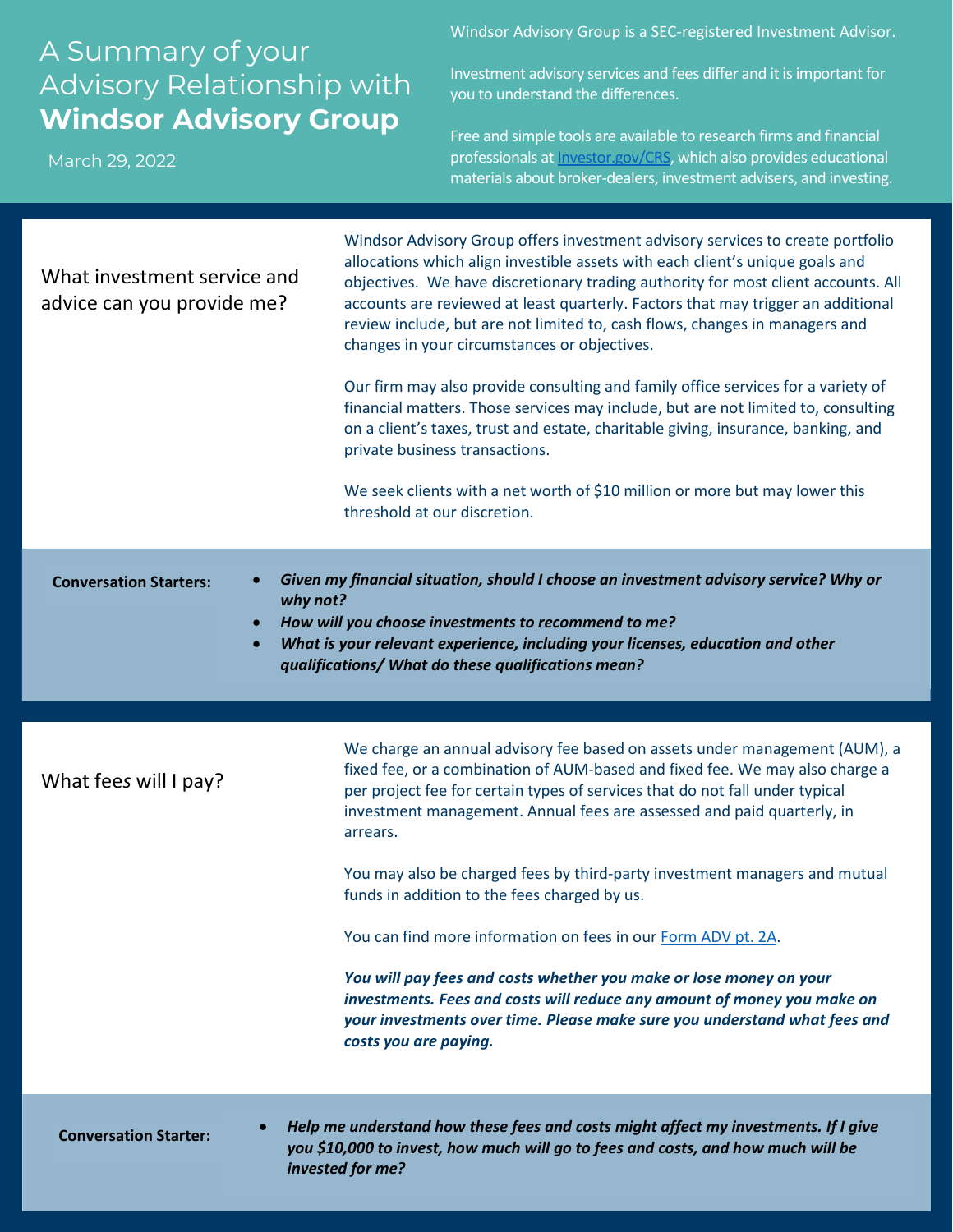# A Summary of your Advisory Relationship with **Windsor Advisory Group**

March 29, 2022

Windsor Advisory Group is a SEC-registered Investment Advisor.

Investment advisory services and fees differ and it is important for you to understand the differences.

Free and simple tools are available to research firms and financial professionals at [Investor.gov/CRS](Investor.gov/CRS), which also provides educational materials about broker-dealers, investment advisers, and investing.

## What investment service and advice can you provide me?

Windsor Advisory Group offers investment advisory services to create portfolio allocations which align investible assets with each client's unique goals and objectives. We have discretionary trading authority for most client accounts. All accounts are reviewed at least quarterly. Factors that may trigger an additional review include, but are not limited to, cash flows, changes in managers and changes in your circumstances or objectives.

Our firm may also provide consulting and family office services for a variety of financial matters. Those services may include, but are not limited to, consulting on a client's taxes, trust and estate, charitable giving, insurance, banking, and private business transactions.

We seek clients with a net worth of $10 million or more but may lower this threshold at our discretion.

**Conversation Starters:**

- ***Given my financial situation, should I choose an investment advisory service? Why or why not?***
- ***How will you choose investments to recommend to me?***
- ***What is your relevant experience, including your licenses, education and other qualifications/ What do these qualifications mean?***

## What fees will I pay?

We charge an annual advisory fee based on assets under management (AUM), a fixed fee, or a combination of AUM-based and fixed fee. We may also charge a per project fee for certain types of services that do not fall under typical investment management. Annual fees are assessed and paid quarterly, in arrears.

You may also be charged fees by third-party investment managers and mutual funds in addition to the fees charged by us.

You can find more information on fees in our [Form ADV pt. 2A](Form ADV pt. 2A).

***You will pay fees and costs whether you make or lose money on your investments. Fees and costs will reduce any amount of money you make on your investments over time. Please make sure you understand what fees and costs you are paying.***

**Conversation Starter:**

- ***Help me understand how these fees and costs might affect my investments. If I give you $10,000 to invest, how much will go to fees and costs, and how much will be invested for me?***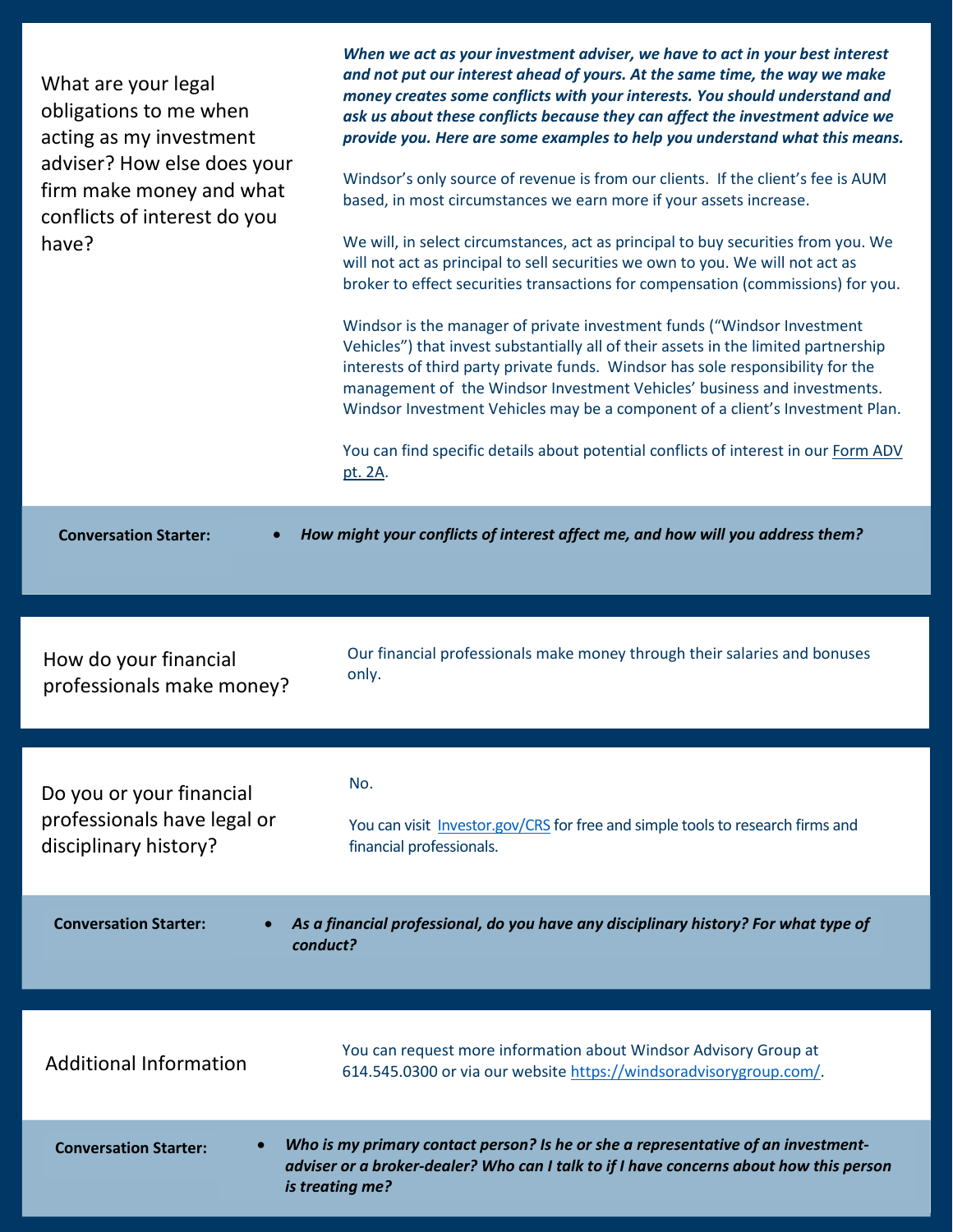## What are your legal obligations to me when acting as my investment adviser? How else does your firm make money and what conflicts of interest do you have?

***When we act as your investment adviser, we have to act in your best interest and not put our interest ahead of yours. At the same time, the way we make money creates some conflicts with your interests. You should understand and ask us about these conflicts because they can affect the investment advice we provide you. Here are some examples to help you understand what this means.***

Windsor's only source of revenue is from our clients. If the client's fee is AUM based, in most circumstances we earn more if your assets increase.

We will, in select circumstances, act as principal to buy securities from you. We will not act as principal to sell securities we own to you. We will not act as broker to effect securities transactions for compensation (commissions) for you.

Windsor is the manager of private investment funds ("Windsor Investment Vehicles") that invest substantially all of their assets in the limited partnership interests of third party private funds. Windsor has sole responsibility for the management of the Windsor Investment Vehicles' business and investments. Windsor Investment Vehicles may be a component of a client's Investment Plan.

You can find specific details about potential conflicts of interest in our Form ADV pt. 2A.

**Conversation Starter:**

- ***How might your conflicts of interest affect me, and how will you address them?***

## How do your financial professionals make money?

Our financial professionals make money through their salaries and bonuses only.

## Do you or your financial professionals have legal or disciplinary history?

No.

You can visit Investor.gov/CRS for free and simple tools to research firms and financial professionals.

**Conversation Starter:**

- ***As a financial professional, do you have any disciplinary history? For what type of conduct?***

## Additional Information

You can request more information about Windsor Advisory Group at 614.545.0300 or via our website https://windsoradvisorygroup.com/.

**Conversation Starter:**

- ***Who is my primary contact person? Is he or she a representative of an investment-adviser or a broker-dealer? Who can I talk to if I have concerns about how this person is treating me?***